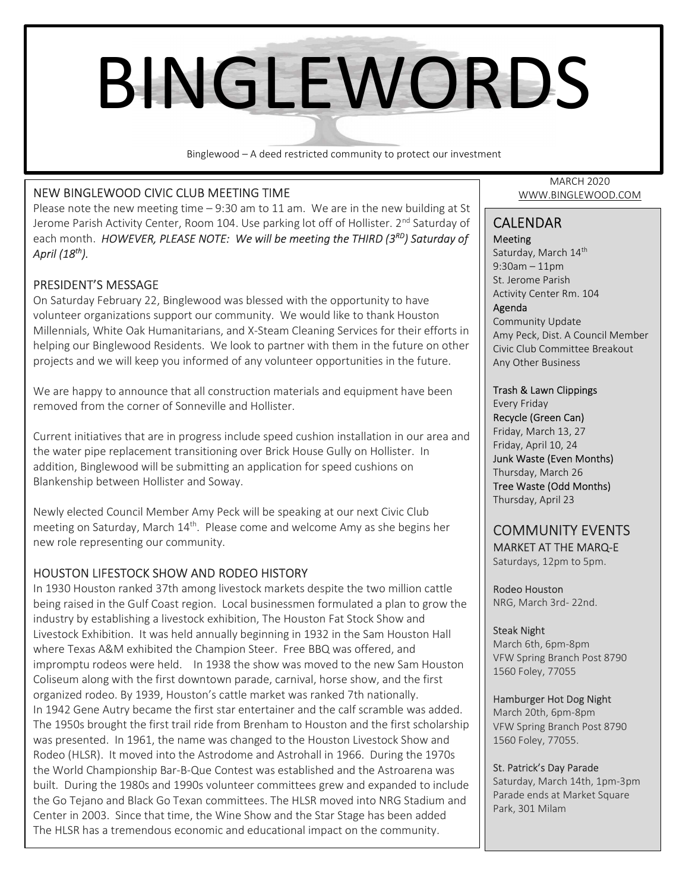# BINGLEWORDS

Binglewood – A deed restricted community to protect our investment

MARCH 2020
WWW.BINGLEWOOD.COM

## NEW BINGLEWOOD CIVIC CLUB MEETING TIME

Please note the new meeting time – 9:30 am to 11 am. We are in the new building at St Jerome Parish Activity Center, Room 104. Use parking lot off of Hollister. 2nd Saturday of each month. *HOWEVER, PLEASE NOTE: We will be meeting the THIRD (3RD) Saturday of April (18th).*

## PRESIDENT'S MESSAGE

On Saturday February 22, Binglewood was blessed with the opportunity to have volunteer organizations support our community. We would like to thank Houston Millennials, White Oak Humanitarians, and X-Steam Cleaning Services for their efforts in helping our Binglewood Residents. We look to partner with them in the future on other projects and we will keep you informed of any volunteer opportunities in the future.

We are happy to announce that all construction materials and equipment have been removed from the corner of Sonneville and Hollister.

Current initiatives that are in progress include speed cushion installation in our area and the water pipe replacement transitioning over Brick House Gully on Hollister. In addition, Binglewood will be submitting an application for speed cushions on Blankenship between Hollister and Soway.

Newly elected Council Member Amy Peck will be speaking at our next Civic Club meeting on Saturday, March 14th. Please come and welcome Amy as she begins her new role representing our community.

## HOUSTON LIFESTOCK SHOW AND RODEO HISTORY

In 1930 Houston ranked 37th among livestock markets despite the two million cattle being raised in the Gulf Coast region. Local businessmen formulated a plan to grow the industry by establishing a livestock exhibition, The Houston Fat Stock Show and Livestock Exhibition. It was held annually beginning in 1932 in the Sam Houston Hall where Texas A&M exhibited the Champion Steer. Free BBQ was offered, and impromptu rodeos were held. In 1938 the show was moved to the new Sam Houston Coliseum along with the first downtown parade, carnival, horse show, and the first organized rodeo. By 1939, Houston's cattle market was ranked 7th nationally.
In 1942 Gene Autry became the first star entertainer and the calf scramble was added. The 1950s brought the first trail ride from Brenham to Houston and the first scholarship was presented. In 1961, the name was changed to the Houston Livestock Show and Rodeo (HLSR). It moved into the Astrodome and Astrohall in 1966. During the 1970s the World Championship Bar-B-Que Contest was established and the Astroarena was built. During the 1980s and 1990s volunteer committees grew and expanded to include the Go Tejano and Black Go Texan committees. The HLSR moved into NRG Stadium and Center in 2003. Since that time, the Wine Show and the Star Stage has been added The HLSR has a tremendous economic and educational impact on the community.

## CALENDAR

**Meeting**
Saturday, March 14th
9:30am – 11pm
St. Jerome Parish
Activity Center Rm. 104

**Agenda**
Community Update
Amy Peck, Dist. A Council Member
Civic Club Committee Breakout
Any Other Business

**Trash & Lawn Clippings**
Every Friday

**Recycle (Green Can)**
Friday, March 13, 27
Friday, April 10, 24

**Junk Waste (Even Months)**
Thursday, March 26

**Tree Waste (Odd Months)**
Thursday, April 23

## COMMUNITY EVENTS

**MARKET AT THE MARQ-E**
Saturdays, 12pm to 5pm.

**Rodeo Houston**
NRG, March 3rd- 22nd.

**Steak Night**
March 6th, 6pm-8pm
VFW Spring Branch Post 8790
1560 Foley, 77055

**Hamburger Hot Dog Night**
March 20th, 6pm-8pm
VFW Spring Branch Post 8790
1560 Foley, 77055.

**St. Patrick's Day Parade**
Saturday, March 14th, 1pm-3pm
Parade ends at Market Square Park, 301 Milam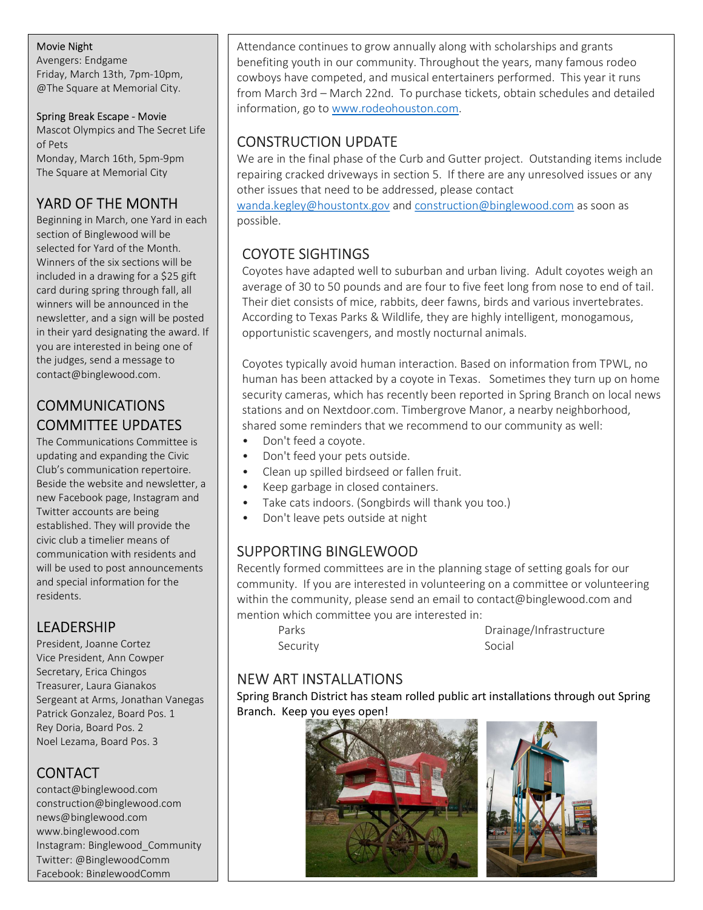Movie Night
Avengers: Endgame
Friday, March 13th, 7pm-10pm, @The Square at Memorial City.

Spring Break Escape - Movie
Mascot Olympics and The Secret Life of Pets
Monday, March 16th, 5pm-9pm
The Square at Memorial City

## YARD OF THE MONTH

Beginning in March, one Yard in each section of Binglewood will be selected for Yard of the Month. Winners of the six sections will be included in a drawing for a $25 gift card during spring through fall, all winners will be announced in the newsletter, and a sign will be posted in their yard designating the award. If you are interested in being one of the judges, send a message to contact@binglewood.com.

## COMMUNICATIONS COMMITTEE UPDATES

The Communications Committee is updating and expanding the Civic Club's communication repertoire. Beside the website and newsletter, a new Facebook page, Instagram and Twitter accounts are being established. They will provide the civic club a timelier means of communication with residents and will be used to post announcements and special information for the residents.

## LEADERSHIP

President, Joanne Cortez
Vice President, Ann Cowper
Secretary, Erica Chingos
Treasurer, Laura Gianakos
Sergeant at Arms, Jonathan Vanegas
Patrick Gonzalez, Board Pos. 1
Rey Doria, Board Pos. 2
Noel Lezama, Board Pos. 3

## CONTACT

contact@binglewood.com
construction@binglewood.com
news@binglewood.com
www.binglewood.com
Instagram: Binglewood_Community
Twitter: @BinglewoodComm
Facebook: BinglewoodComm

Attendance continues to grow annually along with scholarships and grants benefiting youth in our community. Throughout the years, many famous rodeo cowboys have competed, and musical entertainers performed. This year it runs from March 3rd – March 22nd. To purchase tickets, obtain schedules and detailed information, go to www.rodeohouston.com.

## CONSTRUCTION UPDATE

We are in the final phase of the Curb and Gutter project. Outstanding items include repairing cracked driveways in section 5. If there are any unresolved issues or any other issues that need to be addressed, please contact wanda.kegley@houstontx.gov and construction@binglewood.com as soon as possible.

## COYOTE SIGHTINGS

Coyotes have adapted well to suburban and urban living. Adult coyotes weigh an average of 30 to 50 pounds and are four to five feet long from nose to end of tail. Their diet consists of mice, rabbits, deer fawns, birds and various invertebrates. According to Texas Parks & Wildlife, they are highly intelligent, monogamous, opportunistic scavengers, and mostly nocturnal animals.

Coyotes typically avoid human interaction. Based on information from TPWL, no human has been attacked by a coyote in Texas. Sometimes they turn up on home security cameras, which has recently been reported in Spring Branch on local news stations and on Nextdoor.com. Timbergrove Manor, a nearby neighborhood, shared some reminders that we recommend to our community as well:

- Don't feed a coyote.
- Don't feed your pets outside.
- Clean up spilled birdseed or fallen fruit.
- Keep garbage in closed containers.
- Take cats indoors. (Songbirds will thank you too.)
- Don't leave pets outside at night

## SUPPORTING BINGLEWOOD

Recently formed committees are in the planning stage of setting goals for our community. If you are interested in volunteering on a committee or volunteering within the community, please send an email to contact@binglewood.com and mention which committee you are interested in:

Parks
Drainage/Infrastructure
Security
Social

## NEW ART INSTALLATIONS

Spring Branch District has steam rolled public art installations through out Spring Branch. Keep you eyes open!